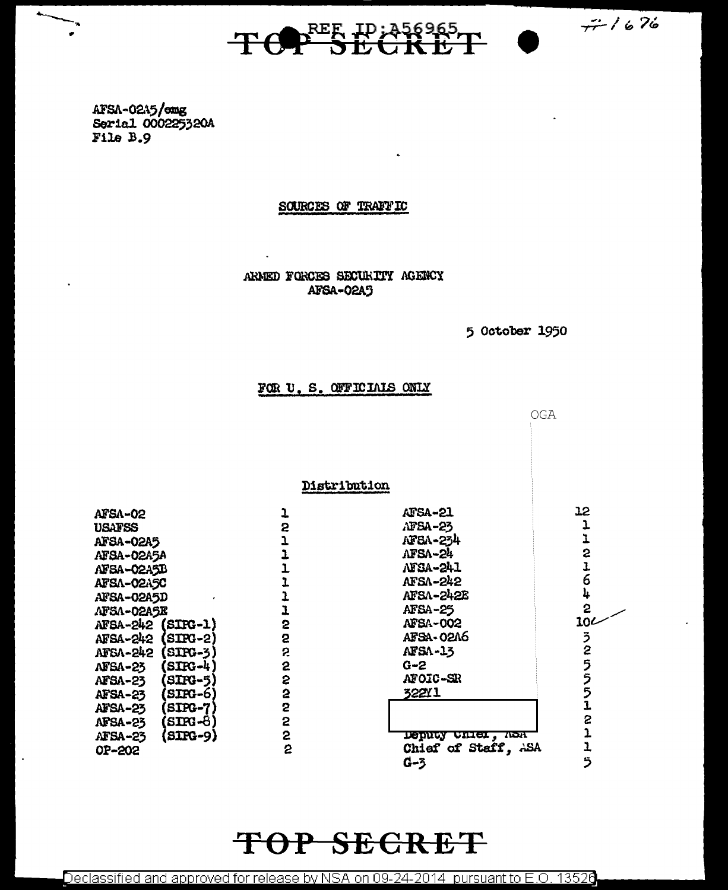REF ID:A56965

TOP SECRET

#1676

AFSA-02A5/emg
Serial 000225320A
File B.9

SOURCES OF TRAFFIC

ARMED FORCES SECURITY AGENCY
AFSA-02A5

5 October 1950

FOR U. S. OFFICIALS ONLY

OGA

Distribution

| | | | |
|---|---|---|---|
| AFSA-02 | 1 | AFSA-21 | 12 |
| USAFSS | 2 | AFSA-23 | 1 |
| AFSA-02A5 | 1 | AFSA-234 | 1 |
| AFSA-02A5A | 1 | AFSA-24 | 2 |
| AFSA-02A5B | 1 | AFSA-241 | 1 |
| AFSA-02A5C | 1 | AFSA-242 | 6 |
| AFSA-02A5D | 1 | AFSA-242E | 4 |
| AFSA-02A5E | 1 | AFSA-25 | 2 |
| AFSA-242 (SIPG-1) | 2 | AFSA-002 | 10 |
| AFSA-242 (SIPG-2) | 2 | AFSA-02A6 | 3 |
| AFSA-242 (SIPG-3) | 2 | AFSA-13 | 2 |
| AFSA-23 (SIPG-4) | 2 | G-2 | 5 |
| AFSA-23 (SIPG-5) | 2 | AFOIC-SR | 5 |
| AFSA-23 (SIPG-6) | 2 | 322Y1 | 5 |
| AFSA-23 (SIPG-7) | 2 | | 1 |
| AFSA-23 (SIPG-8) | 2 | | 2 |
| AFSA-23 (SIPG-9) | 2 | Deputy Chief, ASA | 1 |
| OP-202 | 2 | Chief of Staff, ASA | 1 |
| | | G-3 | 5 |

TOP SECRET

Declassified and approved for release by NSA on 09-24-2014 pursuant to E.O. 13526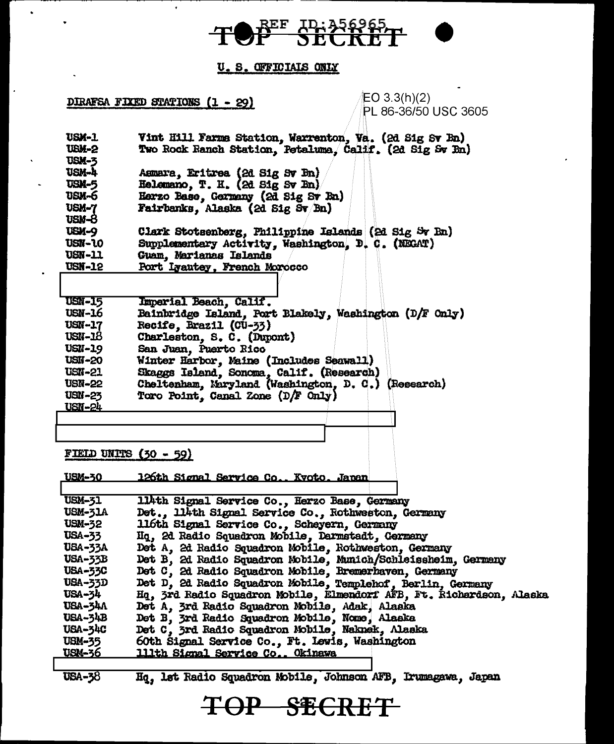REF ID:A56965

TOP SECRET

U. S. OFFICIALS ONLY

DIRAFSA FIXED STATIONS (1 - 29)

EO 3.3(h)(2)
PL 86-36/50 USC 3605

| | |
|---|---|
| USM-1 | Vint Hill Farms Station, Warrenton, Va. (2d Sig Sv Bn) |
| USM-2 | Two Rock Ranch Station, Petaluma, Calif. (2d Sig Sv Bn) |
| USM-3 | |
| USM-4 | Asmara, Eritrea (2d Sig Sv Bn) |
| USM-5 | Helemano, T. H. (2d Sig Sv Bn) |
| USM-6 | Herzo Base, Germany (2d Sig Sv Bn) |
| USM-7 | Fairbanks, Alaska (2d Sig Sv Bn) |
| USM-8 | |
| USM-9 | Clark Stotsenberg, Philippine Islands (2d Sig Sv Bn) |
| USN-10 | Supplementary Activity, Washington, D. C. (NEGAT) |
| USN-11 | Guam, Marianas Islands |
| USN-12 | Port Lyautey, French Morocco |
| USN-15 | Imperial Beach, Calif. |
| USN-16 | Bainbridge Island, Port Blakely, Washington (D/F Only) |
| USN-17 | Recife, Brazil (CU-33) |
| USN-18 | Charleston, S. C. (Dupont) |
| USN-19 | San Juan, Puerto Rico |
| USN-20 | Winter Harbor, Maine (Includes Seawall) |
| USN-21 | Skaggs Island, Sonoma, Calif. (Research) |
| USN-22 | Cheltenham, Maryland (Washington, D. C.) (Research) |
| USN-23 | Toro Point, Canal Zone (D/F Only) |
| USN-24 | |

FIELD UNITS (30 - 59)

| | |
|---|---|
| USM-30 | 126th Signal Service Co., Kyoto, Japan |
| USM-31 | 114th Signal Service Co., Herzo Base, Germany |
| USM-31A | Det., 114th Signal Service Co., Rothweston, Germany |
| USM-32 | 116th Signal Service Co., Scheyern, Germany |
| USA-33 | Hq, 2d Radio Squadron Mobile, Darmstadt, Germany |
| USA-33A | Det A, 2d Radio Squadron Mobile, Rothweston, Germany |
| USA-33B | Det B, 2d Radio Squadron Mobile, Munich/Schleissheim, Germany |
| USA-33C | Det C, 2d Radio Squadron Mobile, Bremerhaven, Germany |
| USA-33D | Det D, 2d Radio Squadron Mobile, Templehof, Berlin, Germany |
| USA-34 | Hq, 3rd Radio Squadron Mobile, Elmendorf AFB, Ft. Richardson, Alaska |
| USA-34A | Det A, 3rd Radio Squadron Mobile, Adak, Alaska |
| USA-34B | Det B, 3rd Radio Squadron Mobile, Nome, Alaska |
| USA-34C | Det C, 3rd Radio Squadron Mobile, Naknek, Alaska |
| USM-35 | 60th Signal Service Co., Ft. Lewis, Washington |
| USM-36 | 111th Signal Service Co., Okinawa |
| USA-38 | Hq, 1st Radio Squadron Mobile, Johnson AFB, Irumagawa, Japan |

TOP SECRET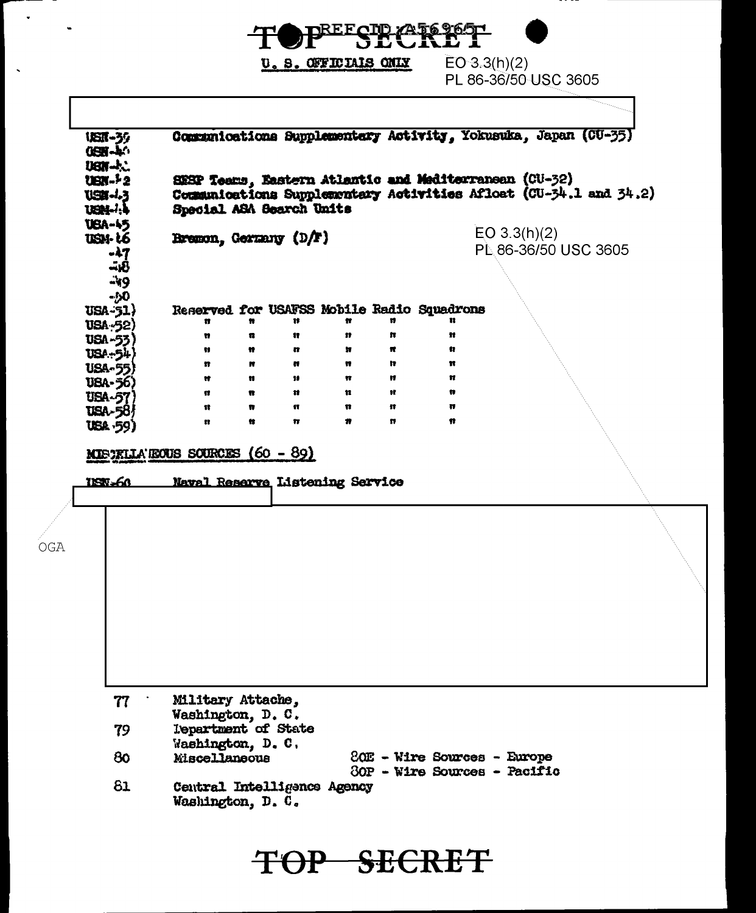TOP SECRET

U. S. OFFICIALS ONLY

EO 3.3(h)(2)
PL 86-36/50 USC 3605

| | |
|---|---|
| USN-39 | Communications Supplementary Activity, Yokusuka, Japan (CU-35) |
| USN-40 | |
| USN-41 | |
| USN-42 | SESP Teams, Eastern Atlantic and Mediterranean (CU-32) |
| USN-43 | Communications Supplementary Activities Afloat (CU-34.1 and 34.2) |
| USM-44 | Special ASA Search Units |
| USA-45 | |
| USM-46 | Bremen, Germany (D/F) |
| -47 | |
| -48 | |
| -49 | |
| -50 | |
| USA-51) | Reserved for USAFSS Mobile Radio Squadrons |
| USA-52) | " " " " " " |
| USA-53) | " " " " " " |
| USA-54) | " " " " " " |
| USA-55) | " " " " " " |
| USA-56) | " " " " " " |
| USA-57) | " " " " " " |
| USA-58) | " " " " " " |
| USA-59) | " " " " " " |

EO 3.3(h)(2)
PL 86-36/50 USC 3605

MISCELLANEOUS SOURCES (60 - 89)

| | |
|---|---|
| USN-60 | Naval Reserve Listening Service |

OGA

| | | |
|---|---|---|
| 77 | Military Attache, Washington, D. C. | |
| 79 | Department of State Washington, D. C. | |
| 80 | Miscellaneous | 80E - Wire Sources - Europe<br>80P - Wire Sources - Pacific |
| 81 | Central Intelligence Agency Washington, D. C. | |

TOP SECRET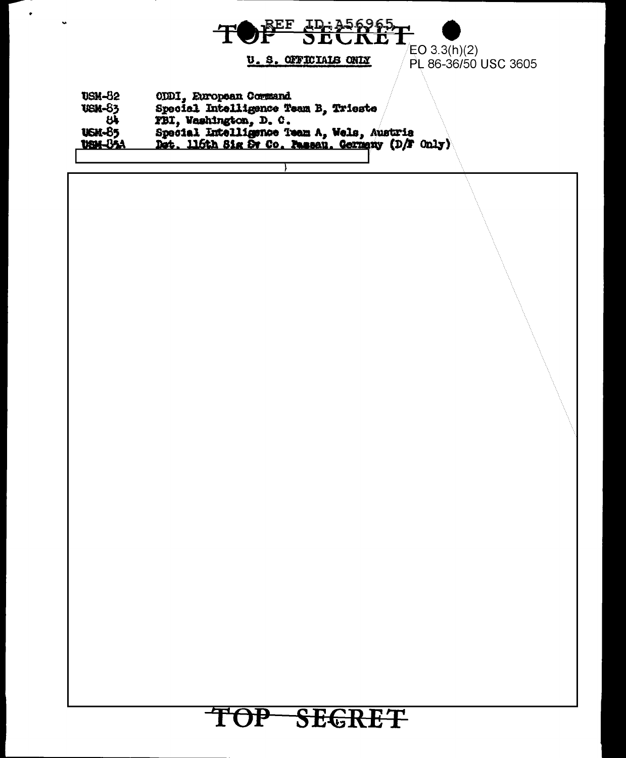**TOP SECRET**

U. S. OFFICIALS ONLY

EO 3.3(h)(2)
PL 86-36/50 USC 3605

| | |
|---|---|
| USM-82 | ODDI, European Command |
| USM-83 | Special Intelligence Team B, Trieste |
| 84 | FBI, Washington, D. C. |
| USM-85 | Special Intelligence Team A, Wels, Austria |
| USM-85A | Det. 116th Sig Sv Co. Passau, Germany (D/F Only) |

**TOP SECRET**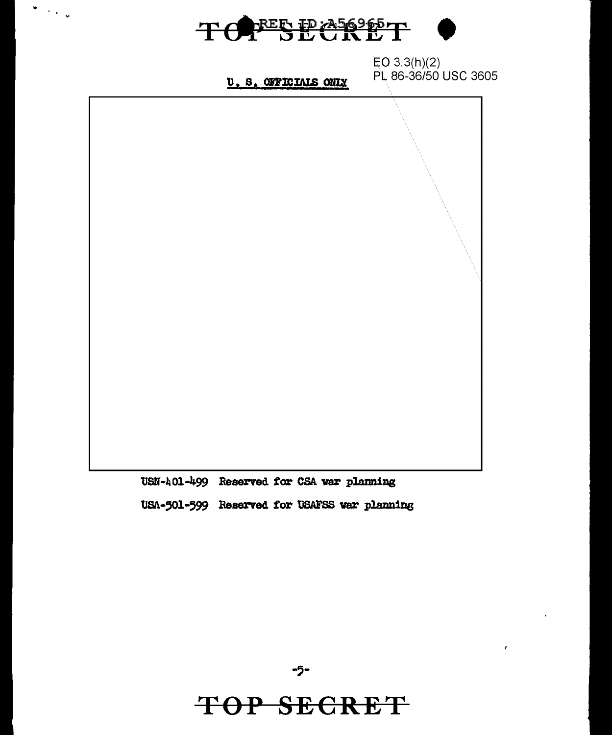EO 3.3(h)(2)
PL 86-36/50 USC 3605

U. S. OFFICIALS ONLY

USN-401-499 Reserved for CSA war planning

USA-501-599 Reserved for USAFSS war planning